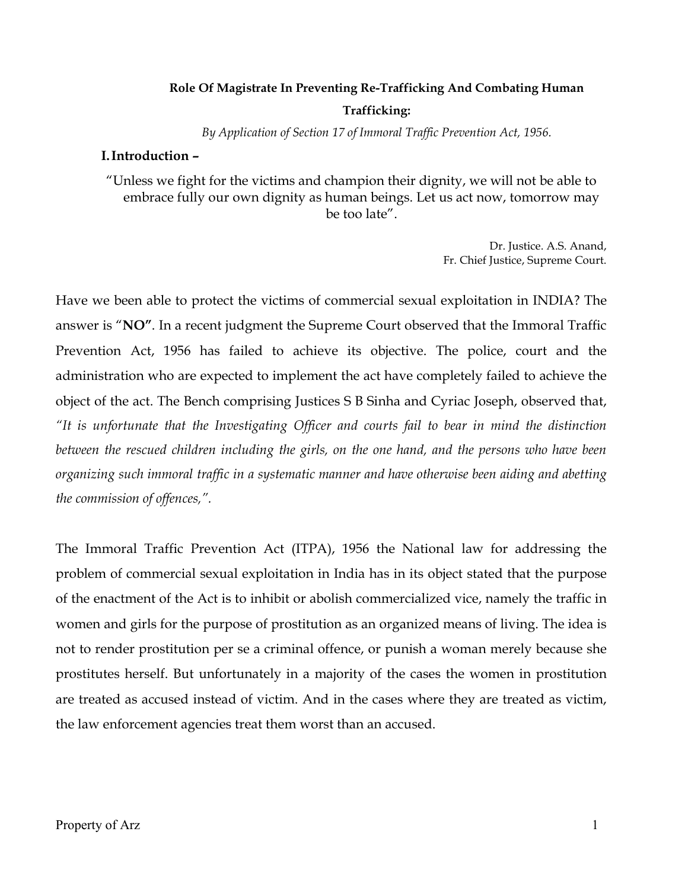# Role Of Magistrate In Preventing Re-Trafficking And Combating Human Trafficking:

*By Application of Section 17 of Immoral Traffic Prevention Act, 1956.*

## I. Introduction –

> "Unless we fight for the victims and champion their dignity, we will not be able to embrace fully our own dignity as human beings. Let us act now, tomorrow may be too late".
>
> Dr. Justice. A.S. Anand,
> Fr. Chief Justice, Supreme Court.

Have we been able to protect the victims of commercial sexual exploitation in INDIA? The answer is "**NO**". In a recent judgment the Supreme Court observed that the Immoral Traffic Prevention Act, 1956 has failed to achieve its objective. The police, court and the administration who are expected to implement the act have completely failed to achieve the object of the act. The Bench comprising Justices S B Sinha and Cyriac Joseph, observed that, *"It is unfortunate that the Investigating Officer and courts fail to bear in mind the distinction between the rescued children including the girls, on the one hand, and the persons who have been organizing such immoral traffic in a systematic manner and have otherwise been aiding and abetting the commission of offences,".*

The Immoral Traffic Prevention Act (ITPA), 1956 the National law for addressing the problem of commercial sexual exploitation in India has in its object stated that the purpose of the enactment of the Act is to inhibit or abolish commercialized vice, namely the traffic in women and girls for the purpose of prostitution as an organized means of living. The idea is not to render prostitution per se a criminal offence, or punish a woman merely because she prostitutes herself. But unfortunately in a majority of the cases the women in prostitution are treated as accused instead of victim. And in the cases where they are treated as victim, the law enforcement agencies treat them worst than an accused.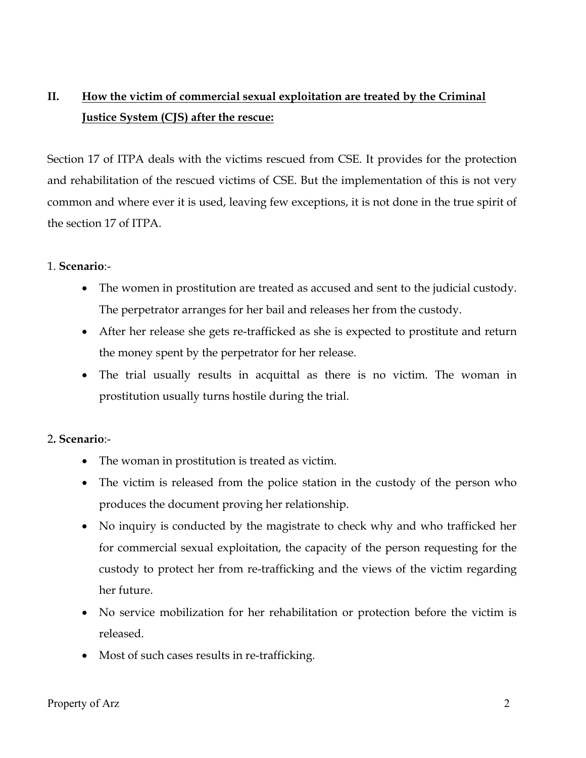## II. How the victim of commercial sexual exploitation are treated by the Criminal Justice System (CJS) after the rescue:

Section 17 of ITPA deals with the victims rescued from CSE. It provides for the protection and rehabilitation of the rescued victims of CSE. But the implementation of this is not very common and where ever it is used, leaving few exceptions, it is not done in the true spirit of the section 17 of ITPA.

1. **Scenario**:-

- The women in prostitution are treated as accused and sent to the judicial custody. The perpetrator arranges for her bail and releases her from the custody.
- After her release she gets re-trafficked as she is expected to prostitute and return the money spent by the perpetrator for her release.
- The trial usually results in acquittal as there is no victim. The woman in prostitution usually turns hostile during the trial.

2**. Scenario**:-

- The woman in prostitution is treated as victim.
- The victim is released from the police station in the custody of the person who produces the document proving her relationship.
- No inquiry is conducted by the magistrate to check why and who trafficked her for commercial sexual exploitation, the capacity of the person requesting for the custody to protect her from re-trafficking and the views of the victim regarding her future.
- No service mobilization for her rehabilitation or protection before the victim is released.
- Most of such cases results in re-trafficking.

Property of Arz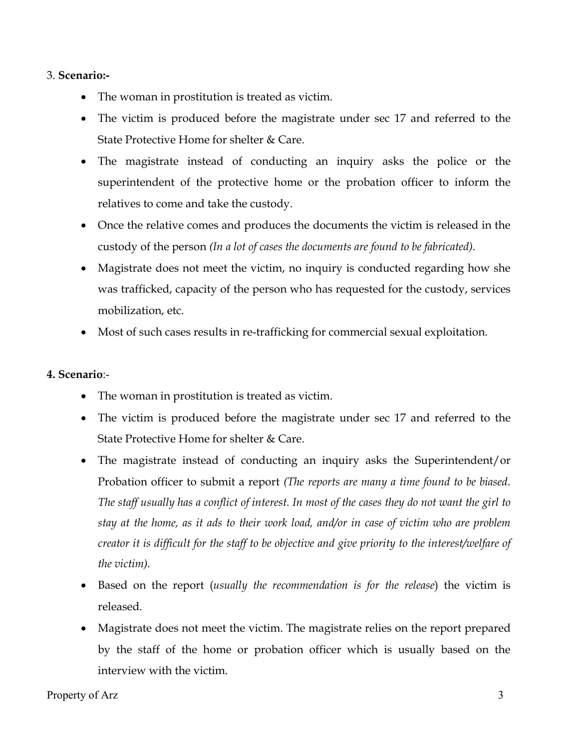3. **Scenario:-**

- The woman in prostitution is treated as victim.
- The victim is produced before the magistrate under sec 17 and referred to the State Protective Home for shelter & Care.
- The magistrate instead of conducting an inquiry asks the police or the superintendent of the protective home or the probation officer to inform the relatives to come and take the custody.
- Once the relative comes and produces the documents the victim is released in the custody of the person *(In a lot of cases the documents are found to be fabricated).*
- Magistrate does not meet the victim, no inquiry is conducted regarding how she was trafficked, capacity of the person who has requested for the custody, services mobilization, etc.
- Most of such cases results in re-trafficking for commercial sexual exploitation.

**4. Scenario**:-

- The woman in prostitution is treated as victim.
- The victim is produced before the magistrate under sec 17 and referred to the State Protective Home for shelter & Care.
- The magistrate instead of conducting an inquiry asks the Superintendent/or Probation officer to submit a report *(The reports are many a time found to be biased. The staff usually has a conflict of interest. In most of the cases they do not want the girl to stay at the home, as it ads to their work load, and/or in case of victim who are problem creator it is difficult for the staff to be objective and give priority to the interest/welfare of the victim).*
- Based on the report (*usually the recommendation is for the release*) the victim is released.
- Magistrate does not meet the victim. The magistrate relies on the report prepared by the staff of the home or probation officer which is usually based on the interview with the victim.

Property of Arz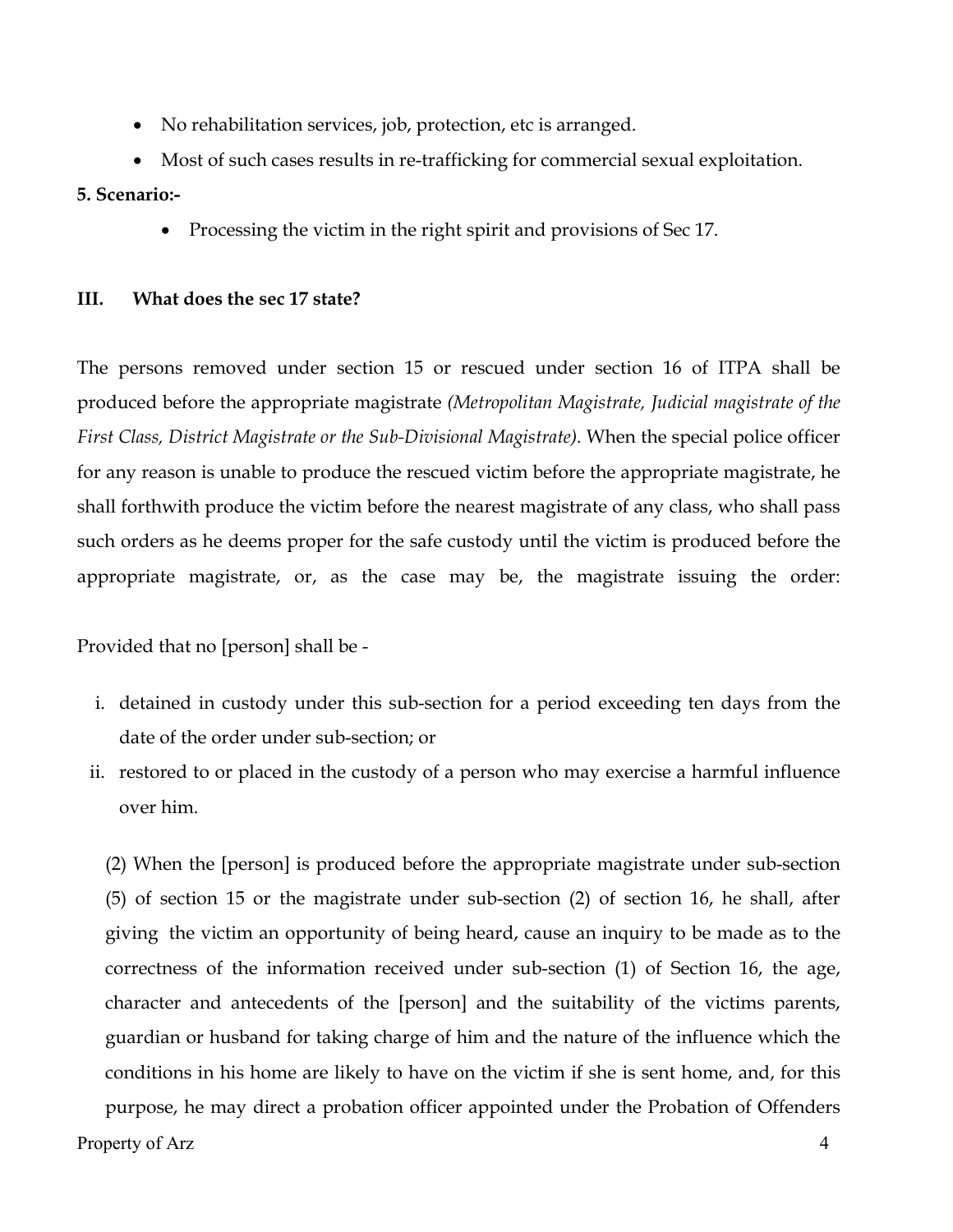- No rehabilitation services, job, protection, etc is arranged.
- Most of such cases results in re-trafficking for commercial sexual exploitation.

**5. Scenario:-**

- Processing the victim in the right spirit and provisions of Sec 17.

### III. What does the sec 17 state?

The persons removed under section 15 or rescued under section 16 of ITPA shall be produced before the appropriate magistrate *(Metropolitan Magistrate, Judicial magistrate of the First Class, District Magistrate or the Sub-Divisional Magistrate).* When the special police officer for any reason is unable to produce the rescued victim before the appropriate magistrate, he shall forthwith produce the victim before the nearest magistrate of any class, who shall pass such orders as he deems proper for the safe custody until the victim is produced before the appropriate magistrate, or, as the case may be, the magistrate issuing the order:

Provided that no [person] shall be -

i. detained in custody under this sub-section for a period exceeding ten days from the date of the order under sub-section; or
ii. restored to or placed in the custody of a person who may exercise a harmful influence over him.

(2) When the [person] is produced before the appropriate magistrate under sub-section (5) of section 15 or the magistrate under sub-section (2) of section 16, he shall, after giving the victim an opportunity of being heard, cause an inquiry to be made as to the correctness of the information received under sub-section (1) of Section 16, the age, character and antecedents of the [person] and the suitability of the victims parents, guardian or husband for taking charge of him and the nature of the influence which the conditions in his home are likely to have on the victim if she is sent home, and, for this purpose, he may direct a probation officer appointed under the Probation of Offenders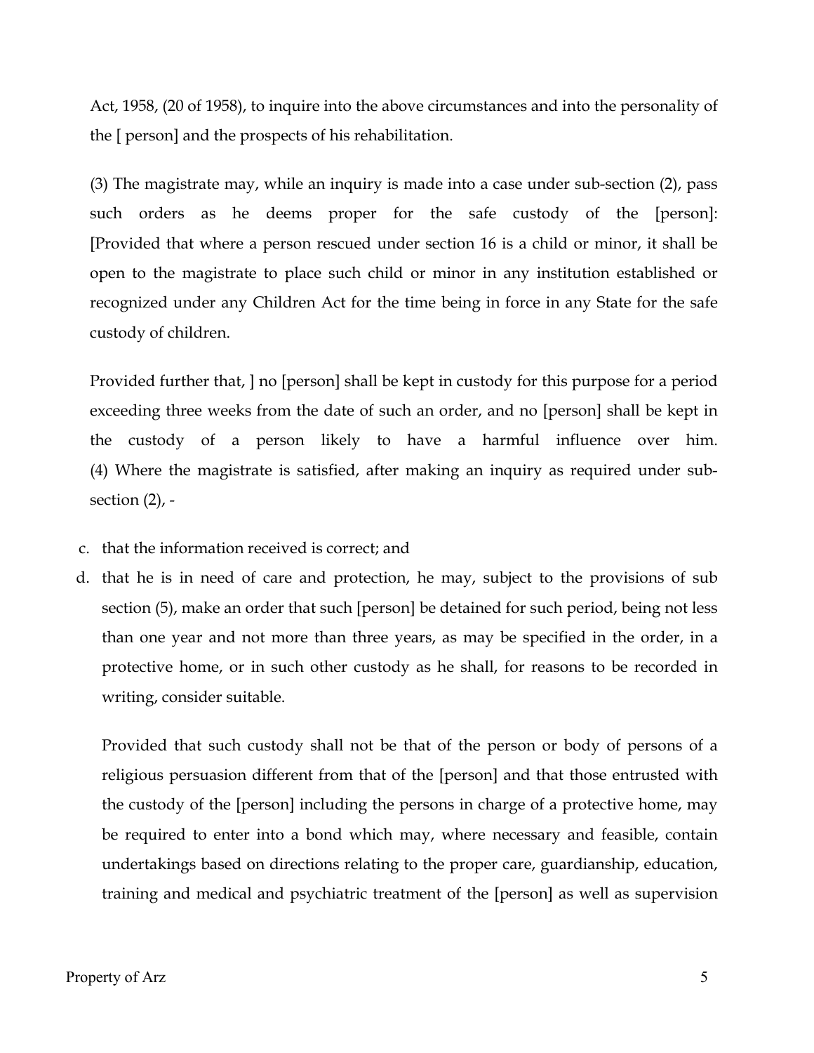Act, 1958, (20 of 1958), to inquire into the above circumstances and into the personality of the [ person] and the prospects of his rehabilitation.

(3) The magistrate may, while an inquiry is made into a case under sub-section (2), pass such orders as he deems proper for the safe custody of the [person]: [Provided that where a person rescued under section 16 is a child or minor, it shall be open to the magistrate to place such child or minor in any institution established or recognized under any Children Act for the time being in force in any State for the safe custody of children.

Provided further that, ] no [person] shall be kept in custody for this purpose for a period exceeding three weeks from the date of such an order, and no [person] shall be kept in the custody of a person likely to have a harmful influence over him. (4) Where the magistrate is satisfied, after making an inquiry as required under sub-section (2), -

c. that the information received is correct; and
d. that he is in need of care and protection, he may, subject to the provisions of sub section (5), make an order that such [person] be detained for such period, being not less than one year and not more than three years, as may be specified in the order, in a protective home, or in such other custody as he shall, for reasons to be recorded in writing, consider suitable.

   Provided that such custody shall not be that of the person or body of persons of a religious persuasion different from that of the [person] and that those entrusted with the custody of the [person] including the persons in charge of a protective home, may be required to enter into a bond which may, where necessary and feasible, contain undertakings based on directions relating to the proper care, guardianship, education, training and medical and psychiatric treatment of the [person] as well as supervision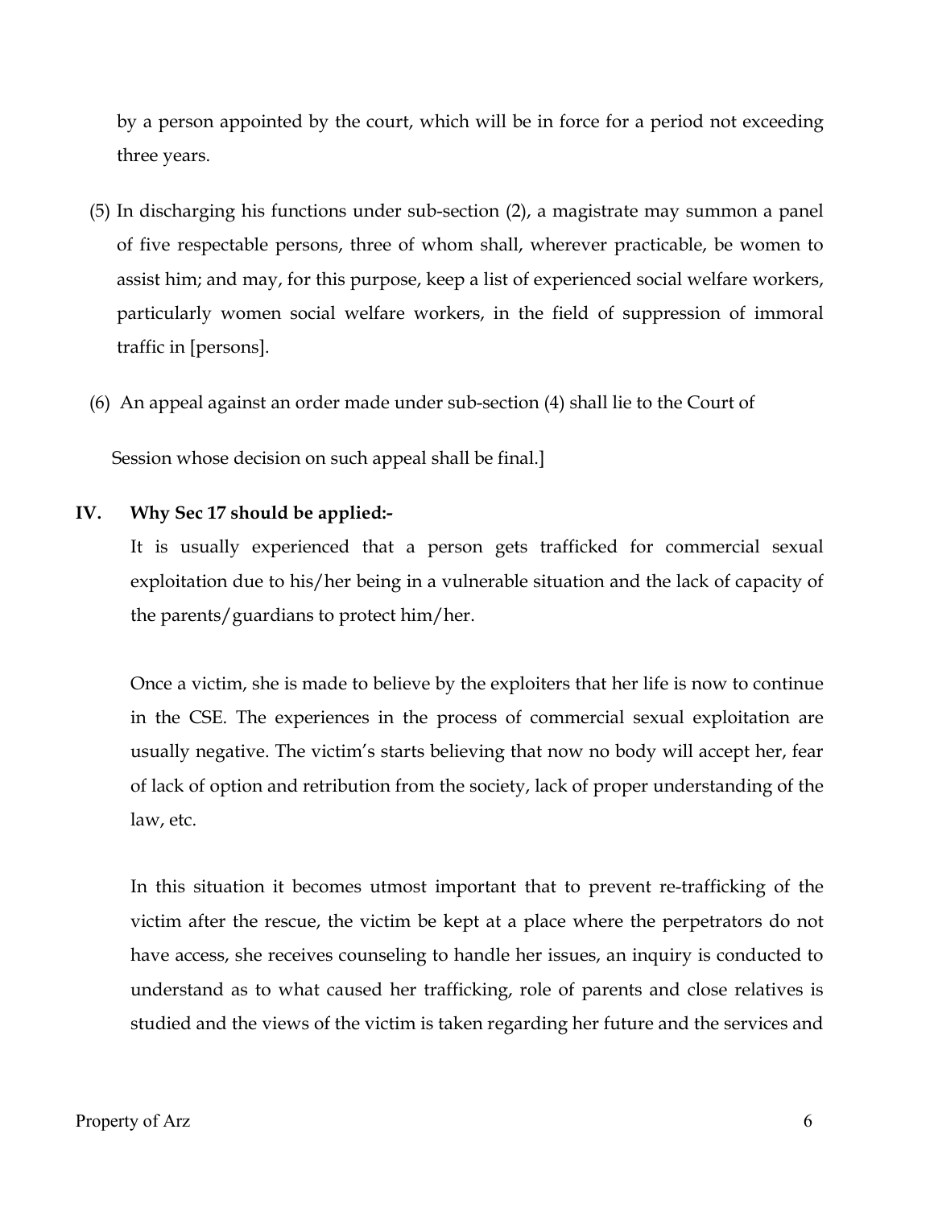by a person appointed by the court, which will be in force for a period not exceeding three years.

(5) In discharging his functions under sub-section (2), a magistrate may summon a panel of five respectable persons, three of whom shall, wherever practicable, be women to assist him; and may, for this purpose, keep a list of experienced social welfare workers, particularly women social welfare workers, in the field of suppression of immoral traffic in [persons].

(6) An appeal against an order made under sub-section (4) shall lie to the Court of Session whose decision on such appeal shall be final.]

## IV. Why Sec 17 should be applied:-

It is usually experienced that a person gets trafficked for commercial sexual exploitation due to his/her being in a vulnerable situation and the lack of capacity of the parents/guardians to protect him/her.

Once a victim, she is made to believe by the exploiters that her life is now to continue in the CSE. The experiences in the process of commercial sexual exploitation are usually negative. The victim's starts believing that now no body will accept her, fear of lack of option and retribution from the society, lack of proper understanding of the law, etc.

In this situation it becomes utmost important that to prevent re-trafficking of the victim after the rescue, the victim be kept at a place where the perpetrators do not have access, she receives counseling to handle her issues, an inquiry is conducted to understand as to what caused her trafficking, role of parents and close relatives is studied and the views of the victim is taken regarding her future and the services and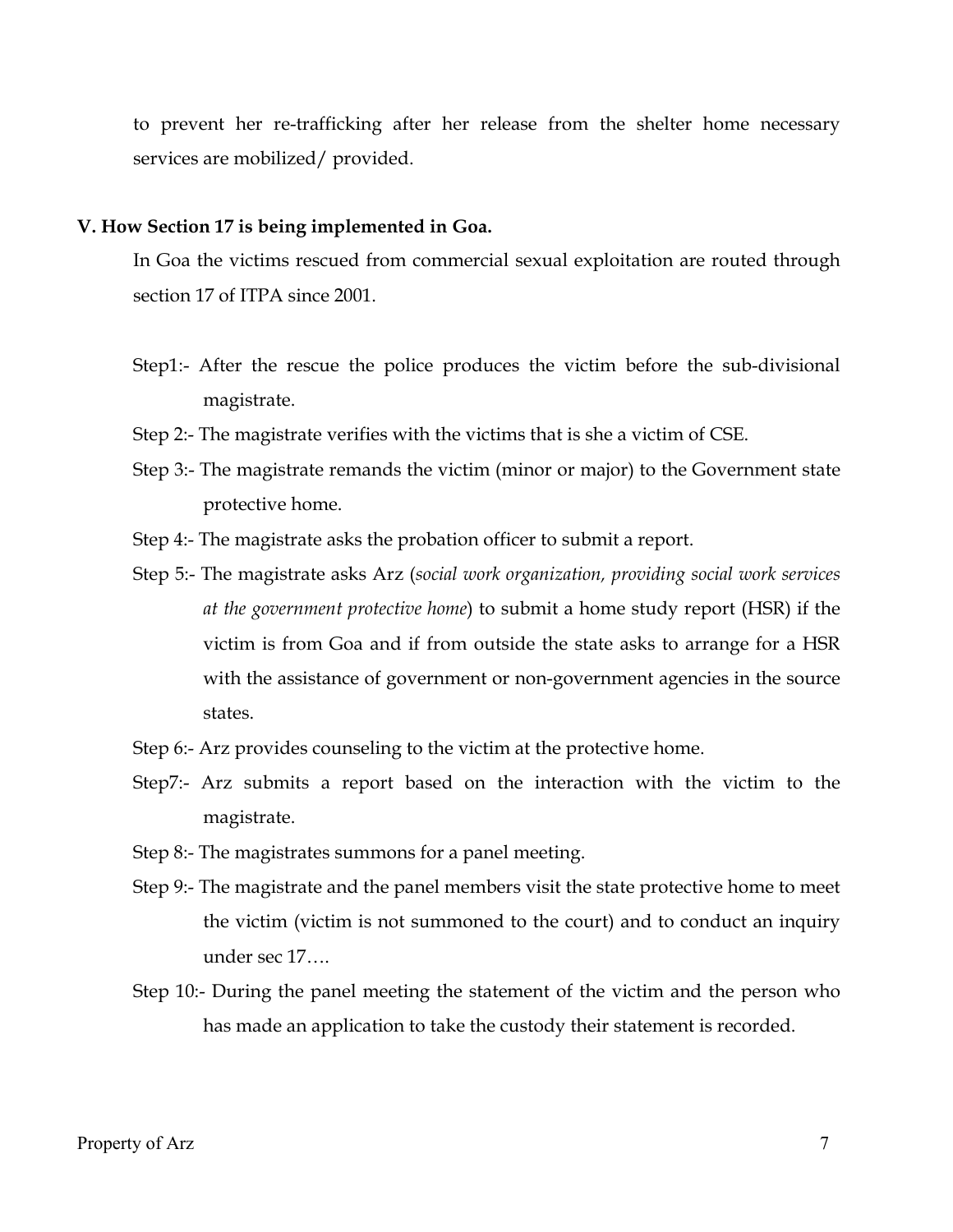to prevent her re-trafficking after her release from the shelter home necessary services are mobilized/ provided.

**V. How Section 17 is being implemented in Goa.**

In Goa the victims rescued from commercial sexual exploitation are routed through section 17 of ITPA since 2001.

Step1:- After the rescue the police produces the victim before the sub-divisional magistrate.

Step 2:- The magistrate verifies with the victims that is she a victim of CSE.

Step 3:- The magistrate remands the victim (minor or major) to the Government state protective home.

Step 4:- The magistrate asks the probation officer to submit a report.

Step 5:- The magistrate asks Arz (*social work organization, providing social work services at the government protective home*) to submit a home study report (HSR) if the victim is from Goa and if from outside the state asks to arrange for a HSR with the assistance of government or non-government agencies in the source states.

Step 6:- Arz provides counseling to the victim at the protective home.

Step7:- Arz submits a report based on the interaction with the victim to the magistrate.

Step 8:- The magistrates summons for a panel meeting.

Step 9:- The magistrate and the panel members visit the state protective home to meet the victim (victim is not summoned to the court) and to conduct an inquiry under sec 17….

Step 10:- During the panel meeting the statement of the victim and the person who has made an application to take the custody their statement is recorded.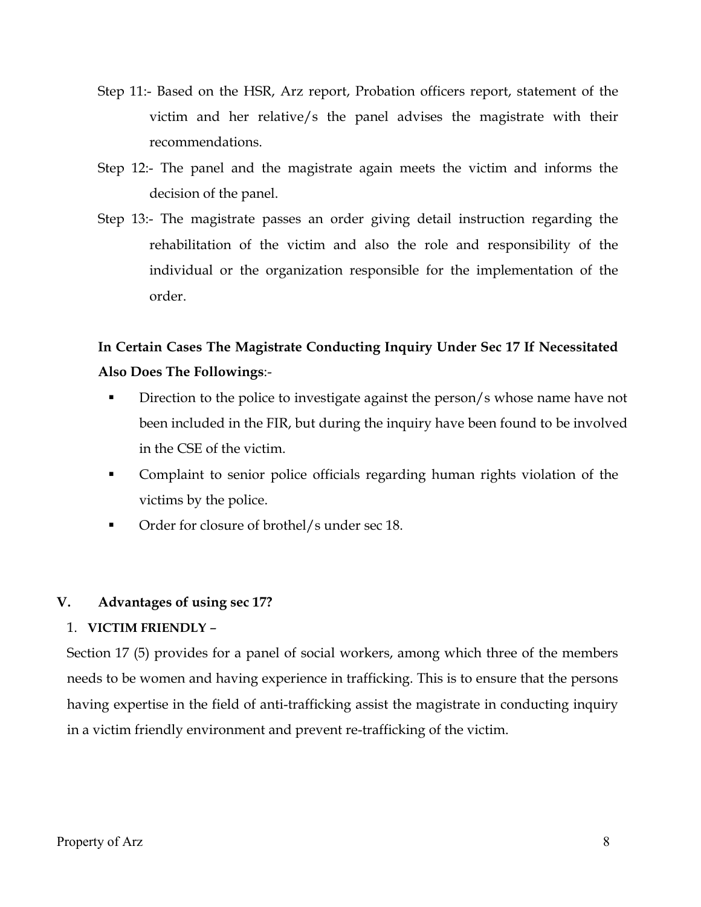Step 11:- Based on the HSR, Arz report, Probation officers report, statement of the victim and her relative/s the panel advises the magistrate with their recommendations.

Step 12:- The panel and the magistrate again meets the victim and informs the decision of the panel.

Step 13:- The magistrate passes an order giving detail instruction regarding the rehabilitation of the victim and also the role and responsibility of the individual or the organization responsible for the implementation of the order.

**In Certain Cases The Magistrate Conducting Inquiry Under Sec 17 If Necessitated Also Does The Followings**:-

- Direction to the police to investigate against the person/s whose name have not been included in the FIR, but during the inquiry have been found to be involved in the CSE of the victim.
- Complaint to senior police officials regarding human rights violation of the victims by the police.
- Order for closure of brothel/s under sec 18.

## V. Advantages of using sec 17?

1. **VICTIM FRIENDLY –**

Section 17 (5) provides for a panel of social workers, among which three of the members needs to be women and having experience in trafficking. This is to ensure that the persons having expertise in the field of anti-trafficking assist the magistrate in conducting inquiry in a victim friendly environment and prevent re-trafficking of the victim.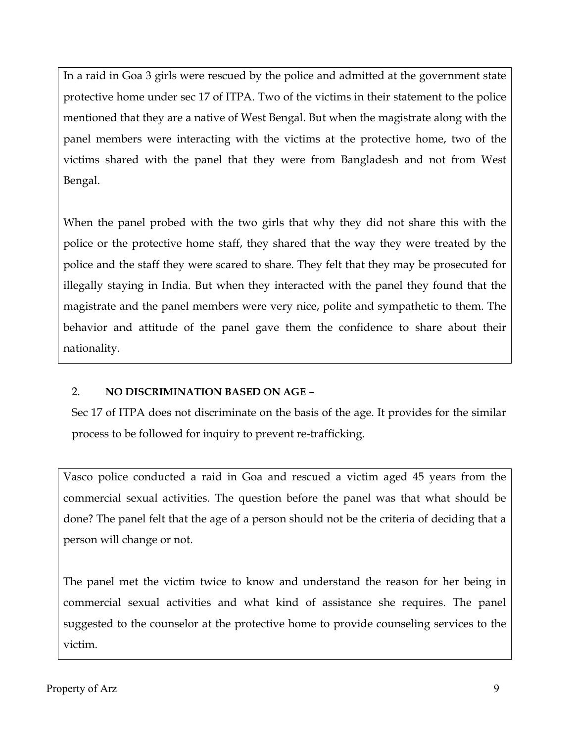In a raid in Goa 3 girls were rescued by the police and admitted at the government state protective home under sec 17 of ITPA. Two of the victims in their statement to the police mentioned that they are a native of West Bengal. But when the magistrate along with the panel members were interacting with the victims at the protective home, two of the victims shared with the panel that they were from Bangladesh and not from West Bengal.

When the panel probed with the two girls that why they did not share this with the police or the protective home staff, they shared that the way they were treated by the police and the staff they were scared to share. They felt that they may be prosecuted for illegally staying in India. But when they interacted with the panel they found that the magistrate and the panel members were very nice, polite and sympathetic to them. The behavior and attitude of the panel gave them the confidence to share about their nationality.

2. **NO DISCRIMINATION BASED ON AGE –**

Sec 17 of ITPA does not discriminate on the basis of the age. It provides for the similar process to be followed for inquiry to prevent re-trafficking.

Vasco police conducted a raid in Goa and rescued a victim aged 45 years from the commercial sexual activities. The question before the panel was that what should be done? The panel felt that the age of a person should not be the criteria of deciding that a person will change or not.

The panel met the victim twice to know and understand the reason for her being in commercial sexual activities and what kind of assistance she requires. The panel suggested to the counselor at the protective home to provide counseling services to the victim.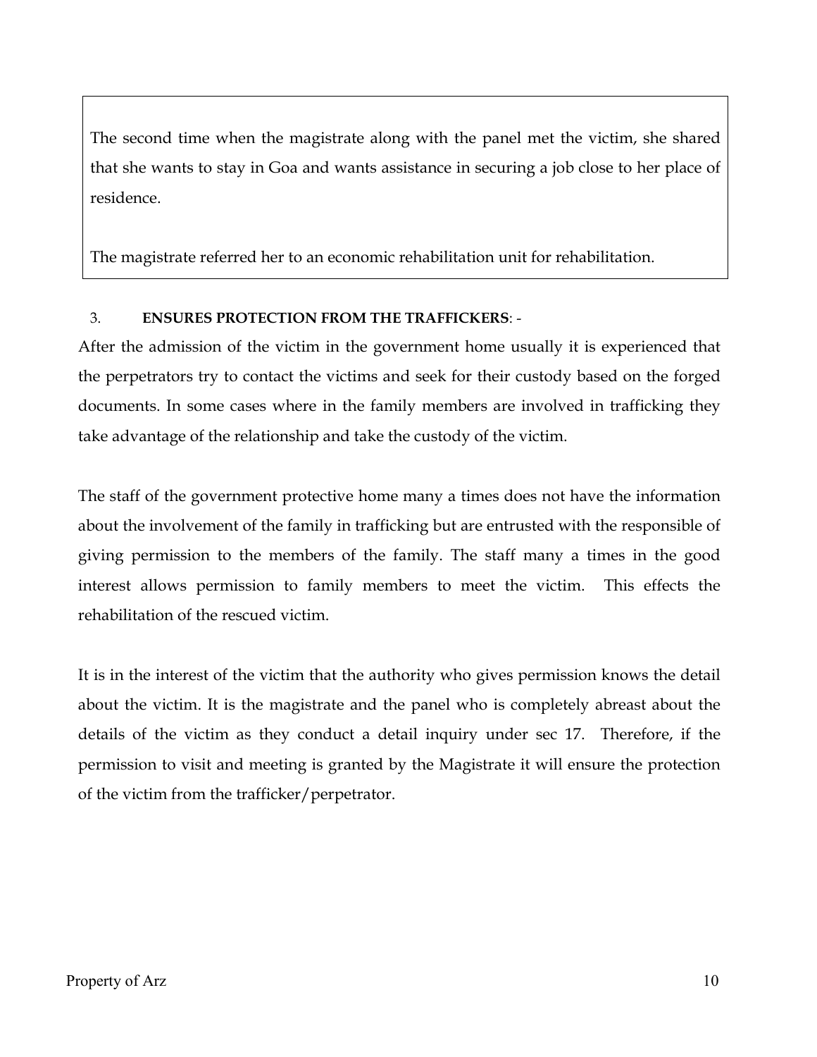The second time when the magistrate along with the panel met the victim, she shared that she wants to stay in Goa and wants assistance in securing a job close to her place of residence.

The magistrate referred her to an economic rehabilitation unit for rehabilitation.

3. **ENSURES PROTECTION FROM THE TRAFFICKERS**: -

After the admission of the victim in the government home usually it is experienced that the perpetrators try to contact the victims and seek for their custody based on the forged documents. In some cases where in the family members are involved in trafficking they take advantage of the relationship and take the custody of the victim.

The staff of the government protective home many a times does not have the information about the involvement of the family in trafficking but are entrusted with the responsible of giving permission to the members of the family. The staff many a times in the good interest allows permission to family members to meet the victim. This effects the rehabilitation of the rescued victim.

It is in the interest of the victim that the authority who gives permission knows the detail about the victim. It is the magistrate and the panel who is completely abreast about the details of the victim as they conduct a detail inquiry under sec 17. Therefore, if the permission to visit and meeting is granted by the Magistrate it will ensure the protection of the victim from the trafficker/perpetrator.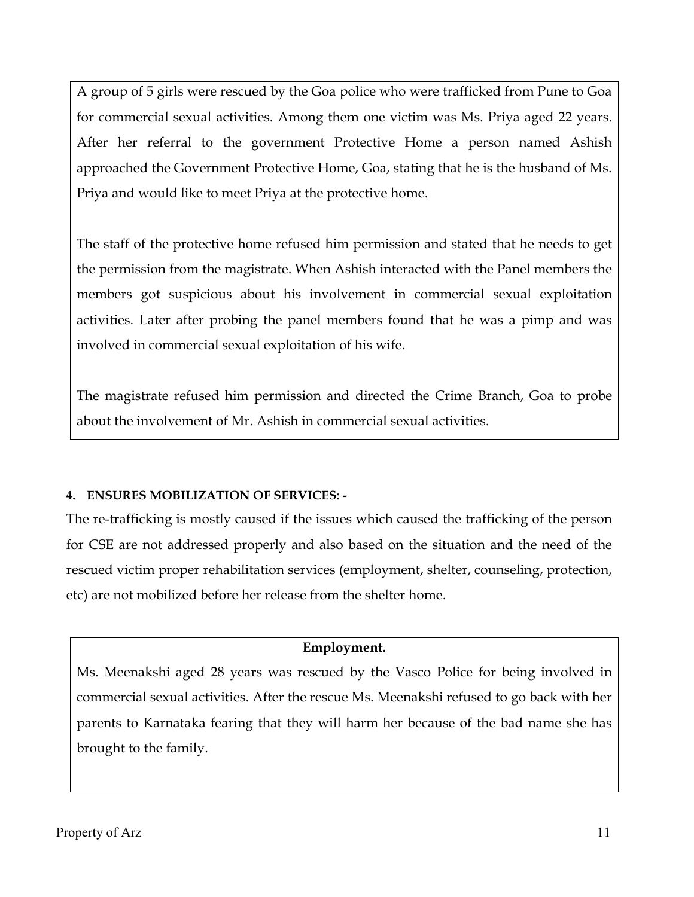A group of 5 girls were rescued by the Goa police who were trafficked from Pune to Goa for commercial sexual activities. Among them one victim was Ms. Priya aged 22 years. After her referral to the government Protective Home a person named Ashish approached the Government Protective Home, Goa, stating that he is the husband of Ms. Priya and would like to meet Priya at the protective home.

The staff of the protective home refused him permission and stated that he needs to get the permission from the magistrate. When Ashish interacted with the Panel members the members got suspicious about his involvement in commercial sexual exploitation activities. Later after probing the panel members found that he was a pimp and was involved in commercial sexual exploitation of his wife.

The magistrate refused him permission and directed the Crime Branch, Goa to probe about the involvement of Mr. Ashish in commercial sexual activities.

#### 4. ENSURES MOBILIZATION OF SERVICES: -

The re-trafficking is mostly caused if the issues which caused the trafficking of the person for CSE are not addressed properly and also based on the situation and the need of the rescued victim proper rehabilitation services (employment, shelter, counseling, protection, etc) are not mobilized before her release from the shelter home.

**Employment.**

Ms. Meenakshi aged 28 years was rescued by the Vasco Police for being involved in commercial sexual activities. After the rescue Ms. Meenakshi refused to go back with her parents to Karnataka fearing that they will harm her because of the bad name she has brought to the family.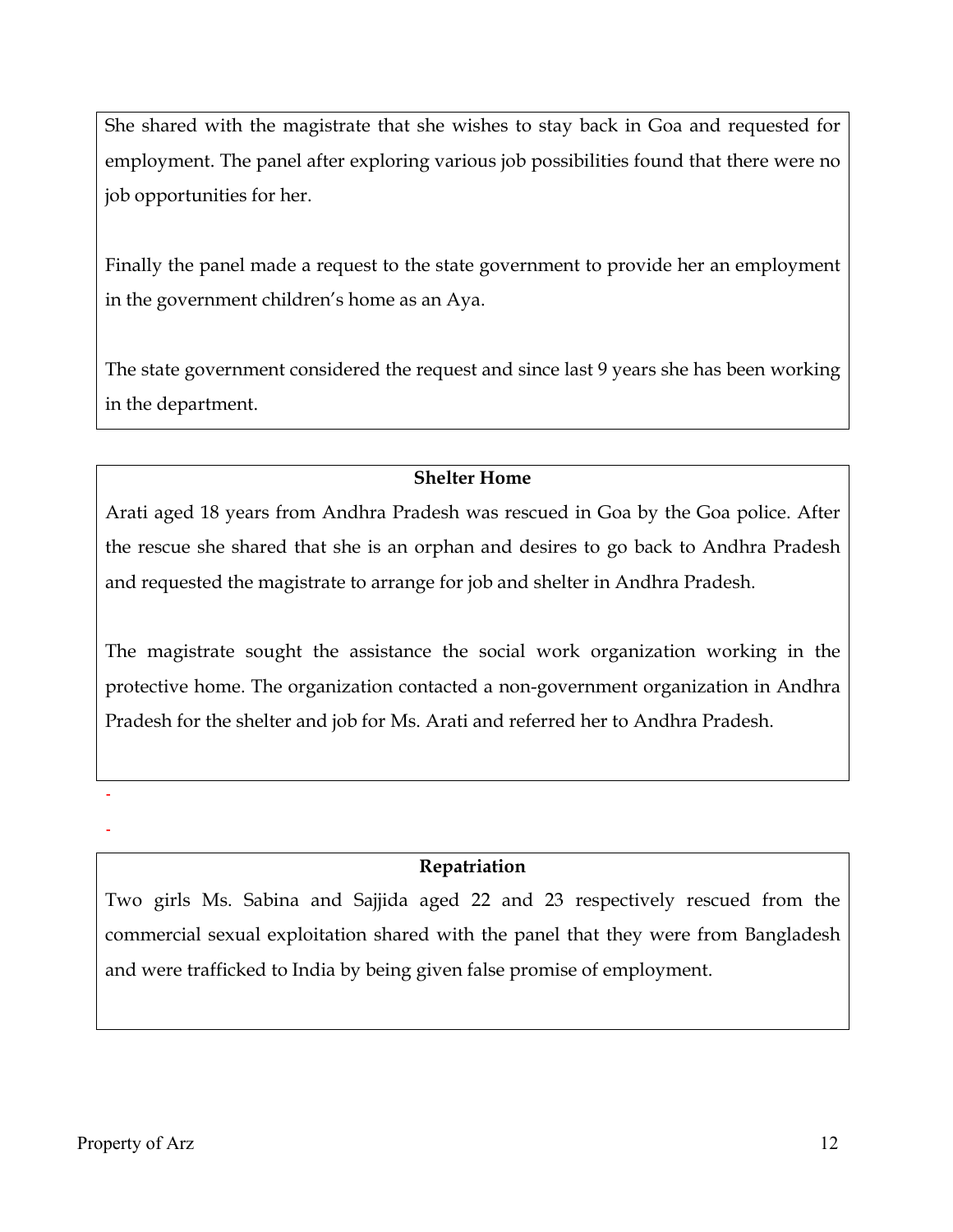She shared with the magistrate that she wishes to stay back in Goa and requested for employment. The panel after exploring various job possibilities found that there were no job opportunities for her.

Finally the panel made a request to the state government to provide her an employment in the government children's home as an Aya.

The state government considered the request and since last 9 years she has been working in the department.

**Shelter Home**

Arati aged 18 years from Andhra Pradesh was rescued in Goa by the Goa police. After the rescue she shared that she is an orphan and desires to go back to Andhra Pradesh and requested the magistrate to arrange for job and shelter in Andhra Pradesh.

The magistrate sought the assistance the social work organization working in the protective home. The organization contacted a non-government organization in Andhra Pradesh for the shelter and job for Ms. Arati and referred her to Andhra Pradesh.

-

-

**Repatriation**

Two girls Ms. Sabina and Sajjida aged 22 and 23 respectively rescued from the commercial sexual exploitation shared with the panel that they were from Bangladesh and were trafficked to India by being given false promise of employment.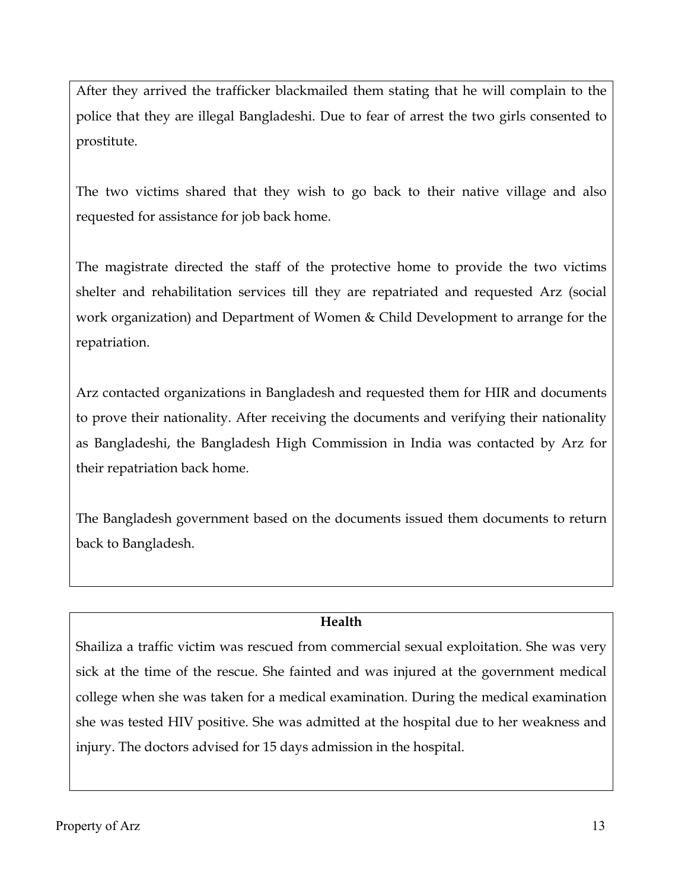After they arrived the trafficker blackmailed them stating that he will complain to the police that they are illegal Bangladeshi. Due to fear of arrest the two girls consented to prostitute.

The two victims shared that they wish to go back to their native village and also requested for assistance for job back home.

The magistrate directed the staff of the protective home to provide the two victims shelter and rehabilitation services till they are repatriated and requested Arz (social work organization) and Department of Women & Child Development to arrange for the repatriation.

Arz contacted organizations in Bangladesh and requested them for HIR and documents to prove their nationality. After receiving the documents and verifying their nationality as Bangladeshi, the Bangladesh High Commission in India was contacted by Arz for their repatriation back home.

The Bangladesh government based on the documents issued them documents to return back to Bangladesh.

**Health**

Shailiza a traffic victim was rescued from commercial sexual exploitation. She was very sick at the time of the rescue. She fainted and was injured at the government medical college when she was taken for a medical examination. During the medical examination she was tested HIV positive. She was admitted at the hospital due to her weakness and injury. The doctors advised for 15 days admission in the hospital.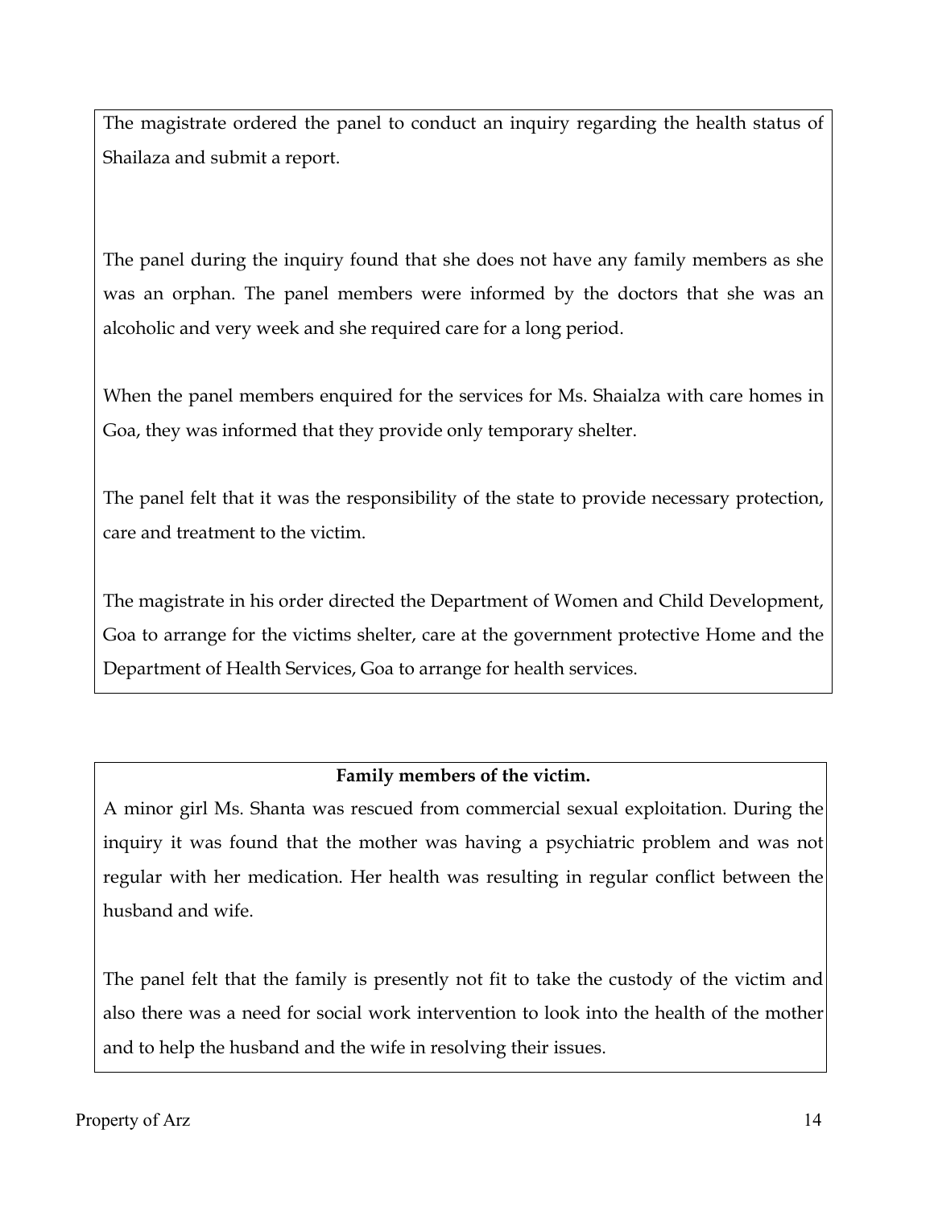The magistrate ordered the panel to conduct an inquiry regarding the health status of Shailaza and submit a report.

The panel during the inquiry found that she does not have any family members as she was an orphan. The panel members were informed by the doctors that she was an alcoholic and very week and she required care for a long period.

When the panel members enquired for the services for Ms. Shaialza with care homes in Goa, they was informed that they provide only temporary shelter.

The panel felt that it was the responsibility of the state to provide necessary protection, care and treatment to the victim.

The magistrate in his order directed the Department of Women and Child Development, Goa to arrange for the victims shelter, care at the government protective Home and the Department of Health Services, Goa to arrange for health services.

**Family members of the victim.**

A minor girl Ms. Shanta was rescued from commercial sexual exploitation. During the inquiry it was found that the mother was having a psychiatric problem and was not regular with her medication. Her health was resulting in regular conflict between the husband and wife.

The panel felt that the family is presently not fit to take the custody of the victim and also there was a need for social work intervention to look into the health of the mother and to help the husband and the wife in resolving their issues.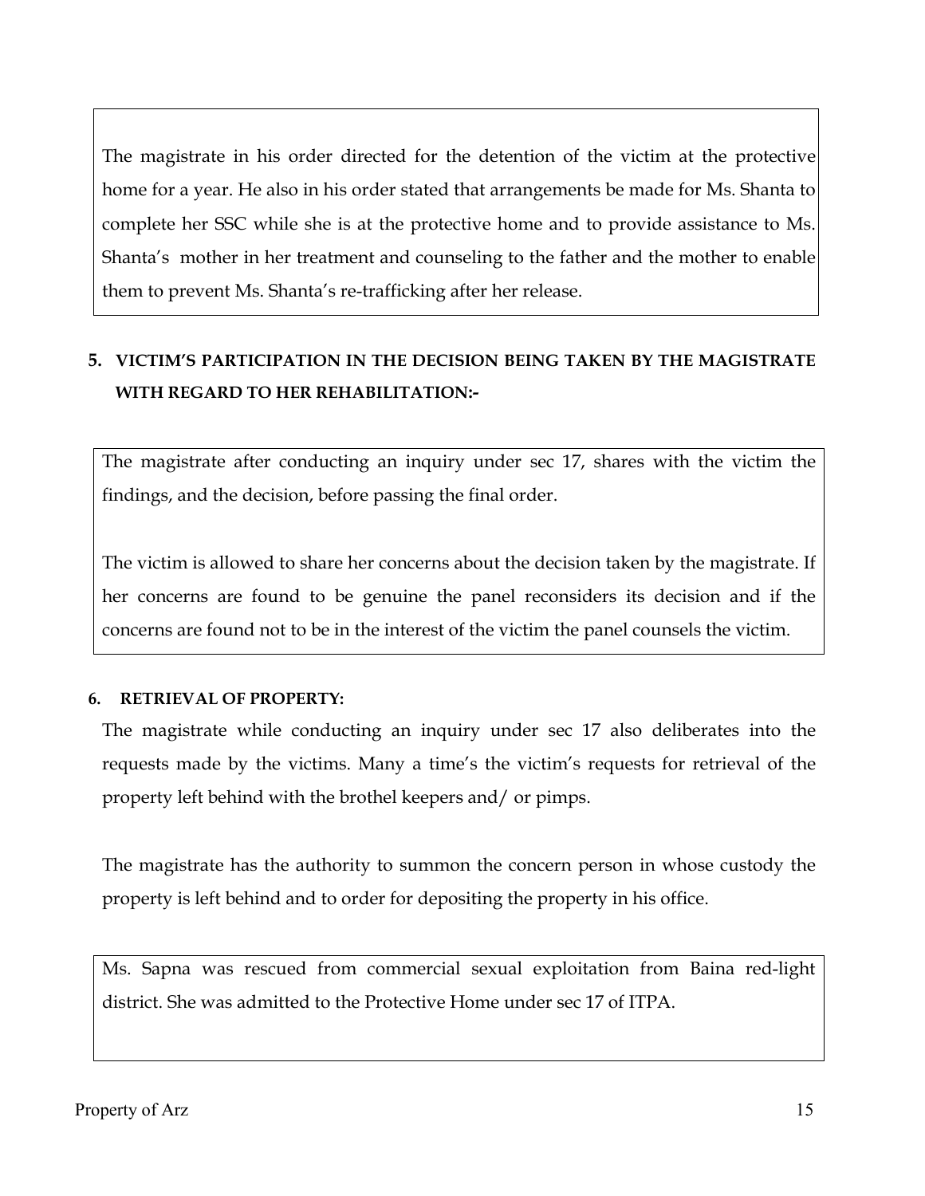The magistrate in his order directed for the detention of the victim at the protective home for a year. He also in his order stated that arrangements be made for Ms. Shanta to complete her SSC while she is at the protective home and to provide assistance to Ms. Shanta's mother in her treatment and counseling to the father and the mother to enable them to prevent Ms. Shanta's re-trafficking after her release.

**5. VICTIM'S PARTICIPATION IN THE DECISION BEING TAKEN BY THE MAGISTRATE WITH REGARD TO HER REHABILITATION:-**

The magistrate after conducting an inquiry under sec 17, shares with the victim the findings, and the decision, before passing the final order.

The victim is allowed to share her concerns about the decision taken by the magistrate. If her concerns are found to be genuine the panel reconsiders its decision and if the concerns are found not to be in the interest of the victim the panel counsels the victim.

**6. RETRIEVAL OF PROPERTY:**

The magistrate while conducting an inquiry under sec 17 also deliberates into the requests made by the victims. Many a time's the victim's requests for retrieval of the property left behind with the brothel keepers and/ or pimps.

The magistrate has the authority to summon the concern person in whose custody the property is left behind and to order for depositing the property in his office.

Ms. Sapna was rescued from commercial sexual exploitation from Baina red-light district. She was admitted to the Protective Home under sec 17 of ITPA.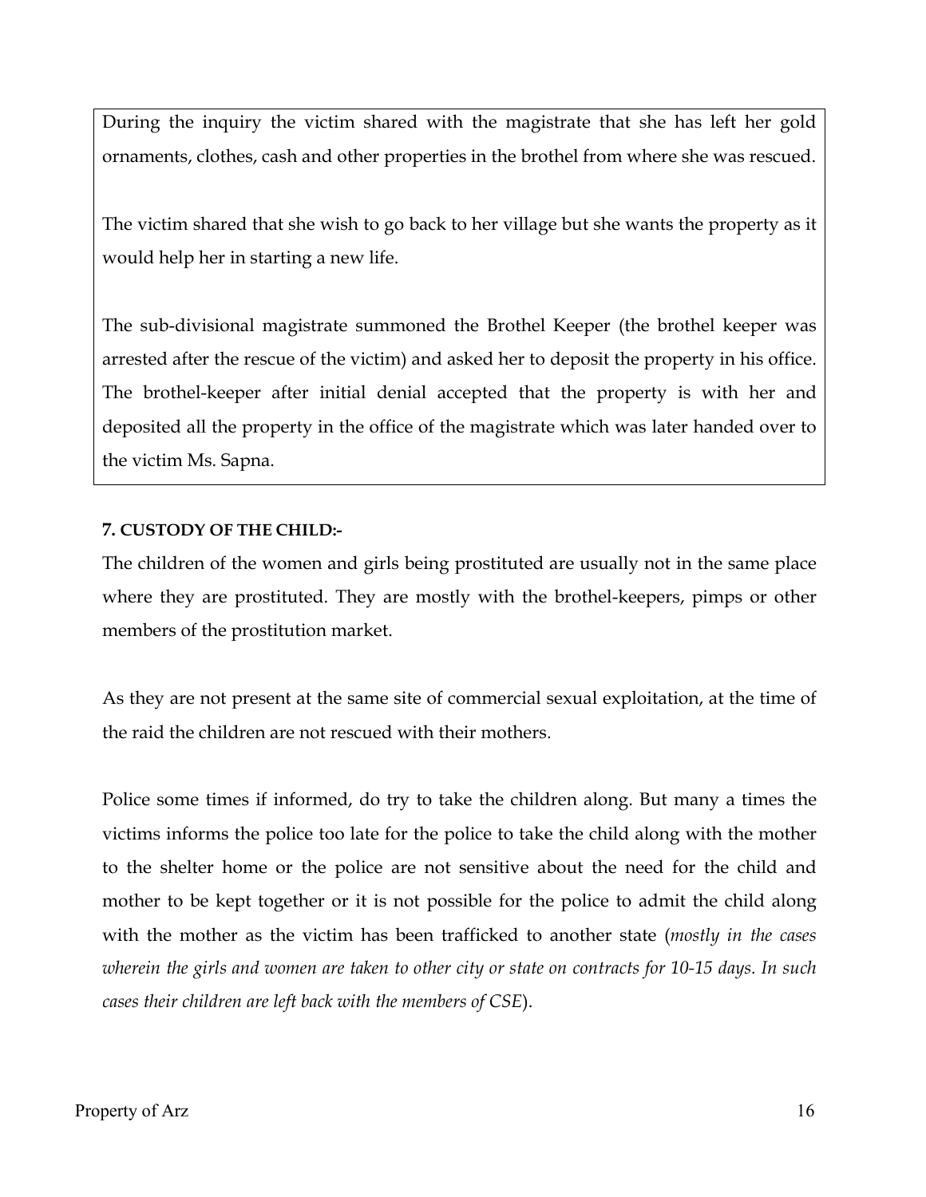During the inquiry the victim shared with the magistrate that she has left her gold ornaments, clothes, cash and other properties in the brothel from where she was rescued.

The victim shared that she wish to go back to her village but she wants the property as it would help her in starting a new life.

The sub-divisional magistrate summoned the Brothel Keeper (the brothel keeper was arrested after the rescue of the victim) and asked her to deposit the property in his office. The brothel-keeper after initial denial accepted that the property is with her and deposited all the property in the office of the magistrate which was later handed over to the victim Ms. Sapna.

**7. CUSTODY OF THE CHILD:-**

The children of the women and girls being prostituted are usually not in the same place where they are prostituted. They are mostly with the brothel-keepers, pimps or other members of the prostitution market.

As they are not present at the same site of commercial sexual exploitation, at the time of the raid the children are not rescued with their mothers.

Police some times if informed, do try to take the children along. But many a times the victims informs the police too late for the police to take the child along with the mother to the shelter home or the police are not sensitive about the need for the child and mother to be kept together or it is not possible for the police to admit the child along with the mother as the victim has been trafficked to another state (*mostly in the cases wherein the girls and women are taken to other city or state on contracts for 10-15 days. In such cases their children are left back with the members of CSE*).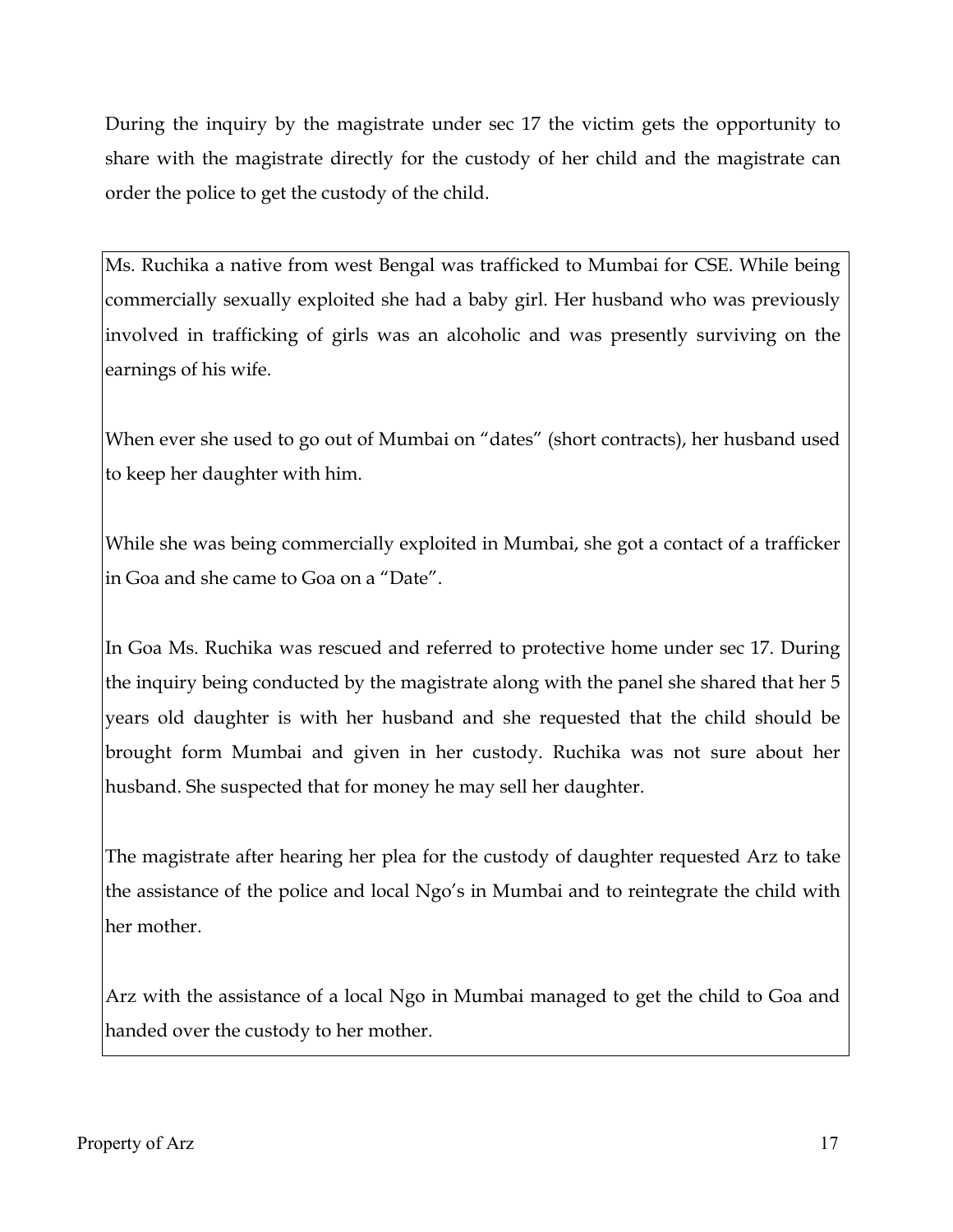During the inquiry by the magistrate under sec 17 the victim gets the opportunity to share with the magistrate directly for the custody of her child and the magistrate can order the police to get the custody of the child.

Ms. Ruchika a native from west Bengal was trafficked to Mumbai for CSE. While being commercially sexually exploited she had a baby girl. Her husband who was previously involved in trafficking of girls was an alcoholic and was presently surviving on the earnings of his wife.

When ever she used to go out of Mumbai on "dates" (short contracts), her husband used to keep her daughter with him.

While she was being commercially exploited in Mumbai, she got a contact of a trafficker in Goa and she came to Goa on a "Date".

In Goa Ms. Ruchika was rescued and referred to protective home under sec 17. During the inquiry being conducted by the magistrate along with the panel she shared that her 5 years old daughter is with her husband and she requested that the child should be brought form Mumbai and given in her custody. Ruchika was not sure about her husband. She suspected that for money he may sell her daughter.

The magistrate after hearing her plea for the custody of daughter requested Arz to take the assistance of the police and local Ngo's in Mumbai and to reintegrate the child with her mother.

Arz with the assistance of a local Ngo in Mumbai managed to get the child to Goa and handed over the custody to her mother.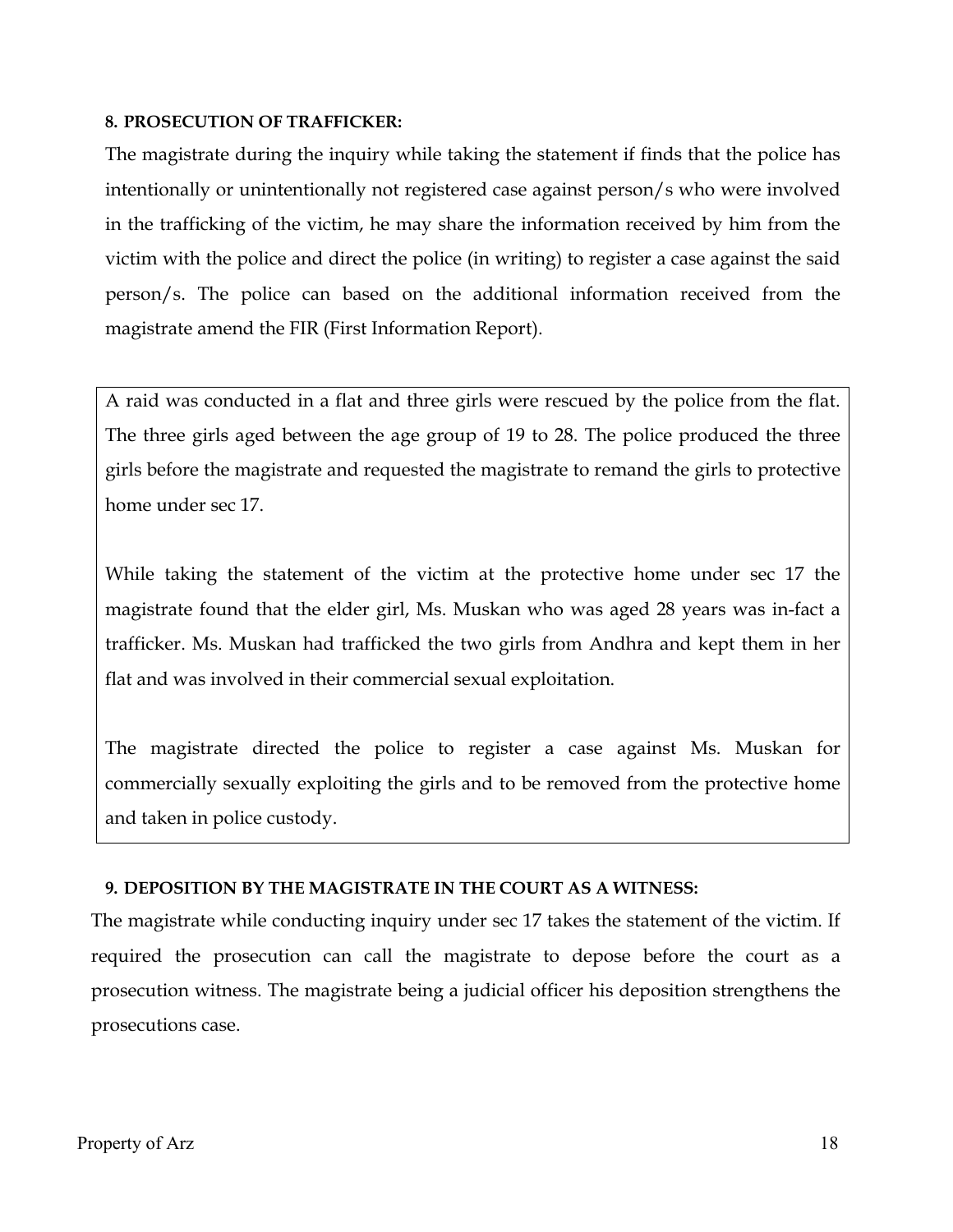**8. PROSECUTION OF TRAFFICKER:**

The magistrate during the inquiry while taking the statement if finds that the police has intentionally or unintentionally not registered case against person/s who were involved in the trafficking of the victim, he may share the information received by him from the victim with the police and direct the police (in writing) to register a case against the said person/s. The police can based on the additional information received from the magistrate amend the FIR (First Information Report).

> A raid was conducted in a flat and three girls were rescued by the police from the flat. The three girls aged between the age group of 19 to 28. The police produced the three girls before the magistrate and requested the magistrate to remand the girls to protective home under sec 17.
>
> While taking the statement of the victim at the protective home under sec 17 the magistrate found that the elder girl, Ms. Muskan who was aged 28 years was in-fact a trafficker. Ms. Muskan had trafficked the two girls from Andhra and kept them in her flat and was involved in their commercial sexual exploitation.
>
> The magistrate directed the police to register a case against Ms. Muskan for commercially sexually exploiting the girls and to be removed from the protective home and taken in police custody.

**9. DEPOSITION BY THE MAGISTRATE IN THE COURT AS A WITNESS:**

The magistrate while conducting inquiry under sec 17 takes the statement of the victim. If required the prosecution can call the magistrate to depose before the court as a prosecution witness. The magistrate being a judicial officer his deposition strengthens the prosecutions case.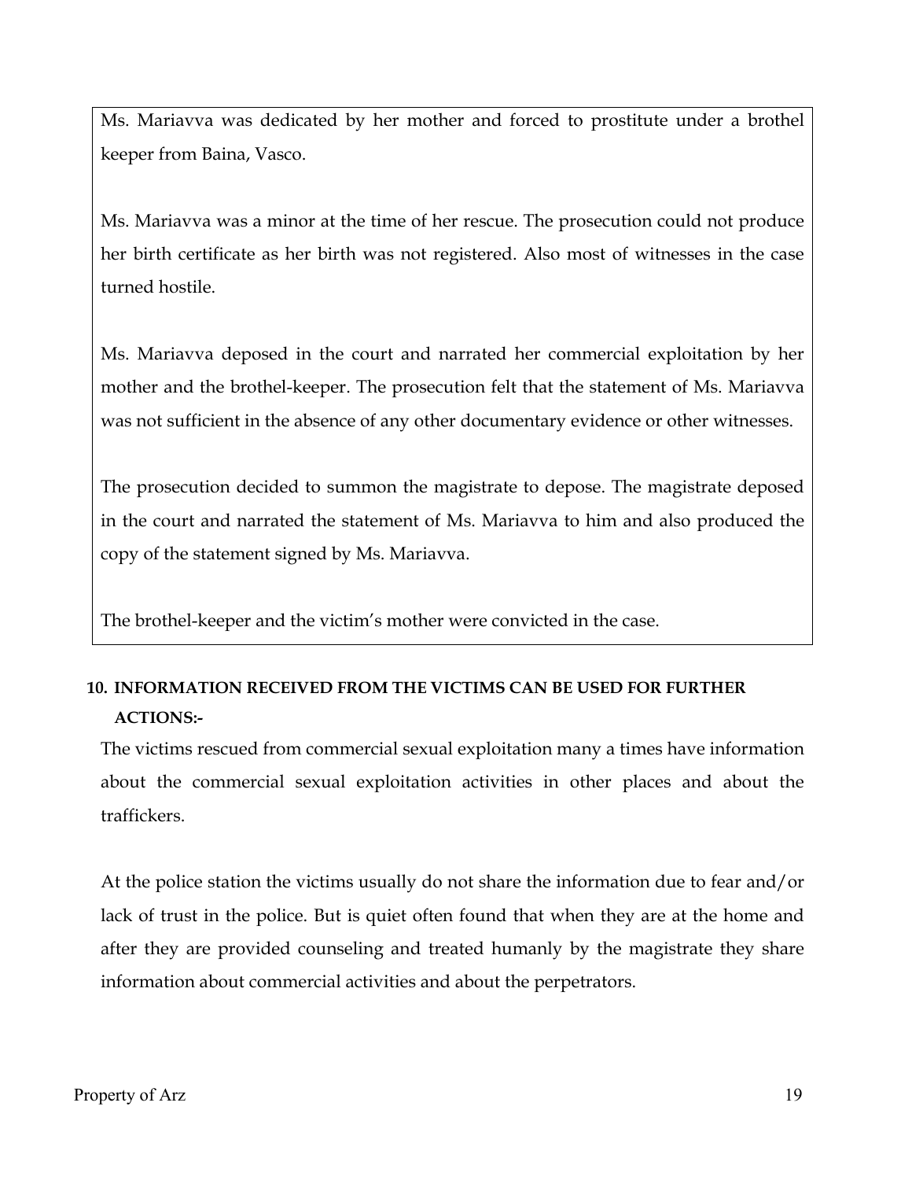Ms. Mariavva was dedicated by her mother and forced to prostitute under a brothel keeper from Baina, Vasco.

Ms. Mariavva was a minor at the time of her rescue. The prosecution could not produce her birth certificate as her birth was not registered. Also most of witnesses in the case turned hostile.

Ms. Mariavva deposed in the court and narrated her commercial exploitation by her mother and the brothel-keeper. The prosecution felt that the statement of Ms. Mariavva was not sufficient in the absence of any other documentary evidence or other witnesses.

The prosecution decided to summon the magistrate to depose. The magistrate deposed in the court and narrated the statement of Ms. Mariavva to him and also produced the copy of the statement signed by Ms. Mariavva.

The brothel-keeper and the victim's mother were convicted in the case.

**10. INFORMATION RECEIVED FROM THE VICTIMS CAN BE USED FOR FURTHER ACTIONS:-**

The victims rescued from commercial sexual exploitation many a times have information about the commercial sexual exploitation activities in other places and about the traffickers.

At the police station the victims usually do not share the information due to fear and/or lack of trust in the police. But is quiet often found that when they are at the home and after they are provided counseling and treated humanly by the magistrate they share information about commercial activities and about the perpetrators.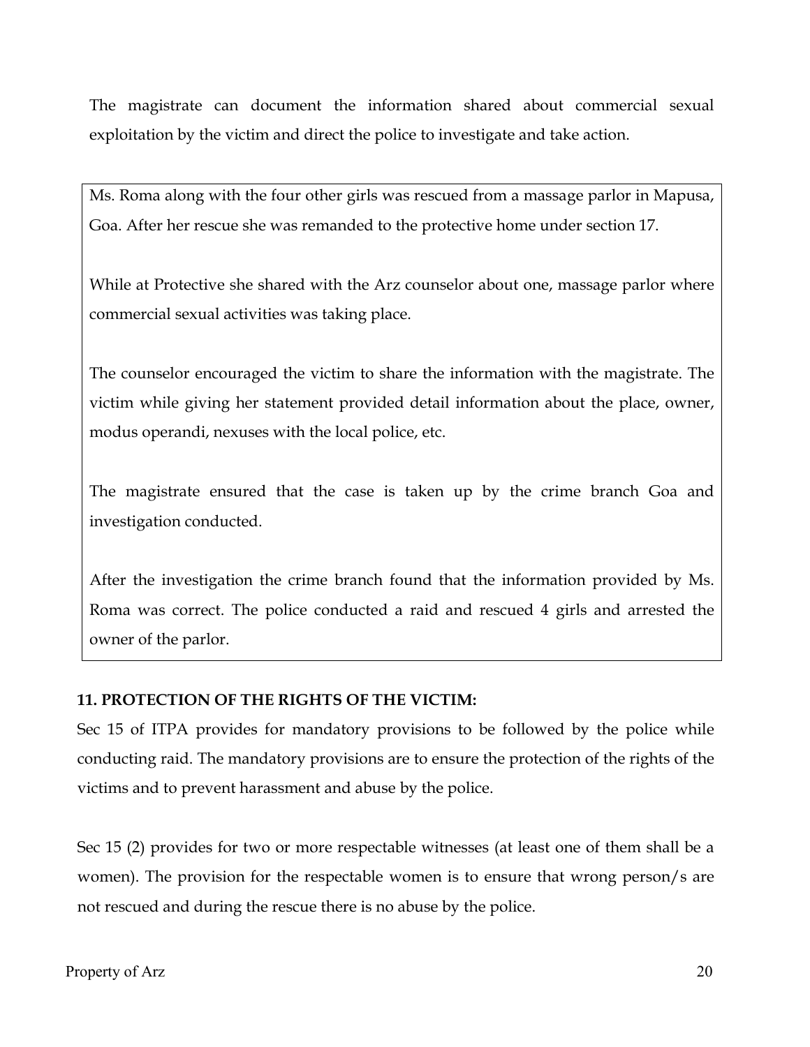The magistrate can document the information shared about commercial sexual exploitation by the victim and direct the police to investigate and take action.

> Ms. Roma along with the four other girls was rescued from a massage parlor in Mapusa, Goa. After her rescue she was remanded to the protective home under section 17.
>
> While at Protective she shared with the Arz counselor about one, massage parlor where commercial sexual activities was taking place.
>
> The counselor encouraged the victim to share the information with the magistrate. The victim while giving her statement provided detail information about the place, owner, modus operandi, nexuses with the local police, etc.
>
> The magistrate ensured that the case is taken up by the crime branch Goa and investigation conducted.
>
> After the investigation the crime branch found that the information provided by Ms. Roma was correct. The police conducted a raid and rescued 4 girls and arrested the owner of the parlor.

**11. PROTECTION OF THE RIGHTS OF THE VICTIM:**

Sec 15 of ITPA provides for mandatory provisions to be followed by the police while conducting raid. The mandatory provisions are to ensure the protection of the rights of the victims and to prevent harassment and abuse by the police.

Sec 15 (2) provides for two or more respectable witnesses (at least one of them shall be a women). The provision for the respectable women is to ensure that wrong person/s are not rescued and during the rescue there is no abuse by the police.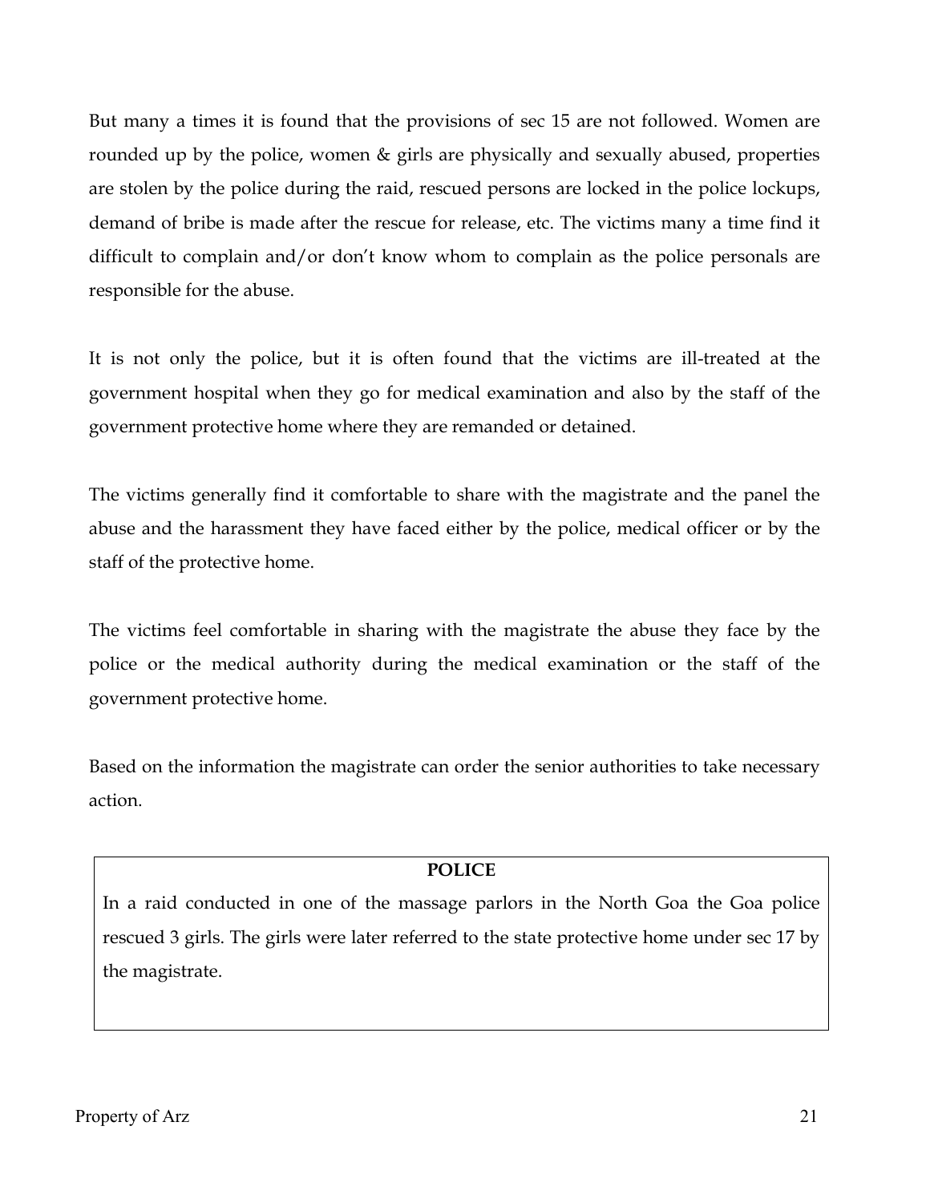But many a times it is found that the provisions of sec 15 are not followed. Women are rounded up by the police, women & girls are physically and sexually abused, properties are stolen by the police during the raid, rescued persons are locked in the police lockups, demand of bribe is made after the rescue for release, etc. The victims many a time find it difficult to complain and/or don't know whom to complain as the police personals are responsible for the abuse.

It is not only the police, but it is often found that the victims are ill-treated at the government hospital when they go for medical examination and also by the staff of the government protective home where they are remanded or detained.

The victims generally find it comfortable to share with the magistrate and the panel the abuse and the harassment they have faced either by the police, medical officer or by the staff of the protective home.

The victims feel comfortable in sharing with the magistrate the abuse they face by the police or the medical authority during the medical examination or the staff of the government protective home.

Based on the information the magistrate can order the senior authorities to take necessary action.

**POLICE**

In a raid conducted in one of the massage parlors in the North Goa the Goa police rescued 3 girls. The girls were later referred to the state protective home under sec 17 by the magistrate.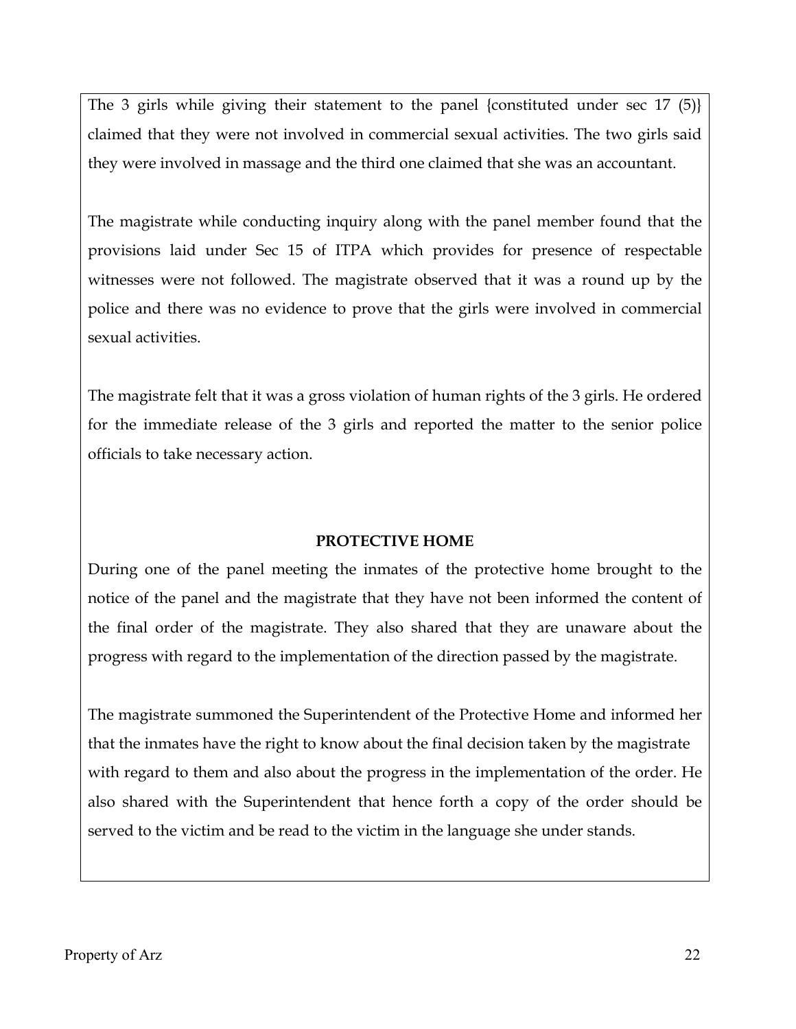The 3 girls while giving their statement to the panel {constituted under sec 17 (5)} claimed that they were not involved in commercial sexual activities. The two girls said they were involved in massage and the third one claimed that she was an accountant.

The magistrate while conducting inquiry along with the panel member found that the provisions laid under Sec 15 of ITPA which provides for presence of respectable witnesses were not followed. The magistrate observed that it was a round up by the police and there was no evidence to prove that the girls were involved in commercial sexual activities.

The magistrate felt that it was a gross violation of human rights of the 3 girls. He ordered for the immediate release of the 3 girls and reported the matter to the senior police officials to take necessary action.

**PROTECTIVE HOME**

During one of the panel meeting the inmates of the protective home brought to the notice of the panel and the magistrate that they have not been informed the content of the final order of the magistrate. They also shared that they are unaware about the progress with regard to the implementation of the direction passed by the magistrate.

The magistrate summoned the Superintendent of the Protective Home and informed her that the inmates have the right to know about the final decision taken by the magistrate with regard to them and also about the progress in the implementation of the order. He also shared with the Superintendent that hence forth a copy of the order should be served to the victim and be read to the victim in the language she under stands.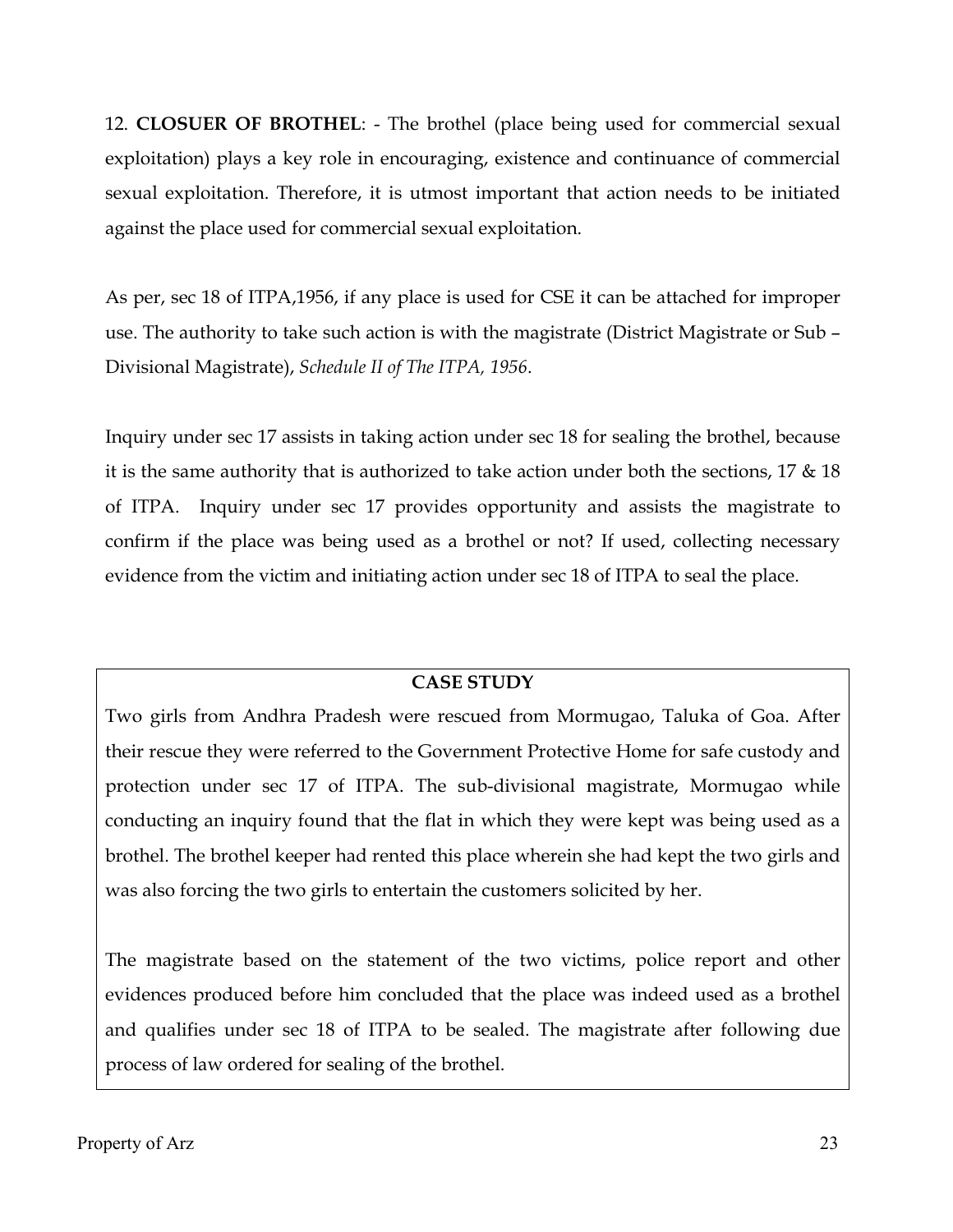12. **CLOSUER OF BROTHEL**: - The brothel (place being used for commercial sexual exploitation) plays a key role in encouraging, existence and continuance of commercial sexual exploitation. Therefore, it is utmost important that action needs to be initiated against the place used for commercial sexual exploitation.

As per, sec 18 of ITPA,1956, if any place is used for CSE it can be attached for improper use. The authority to take such action is with the magistrate (District Magistrate or Sub – Divisional Magistrate), *Schedule II of The ITPA, 1956*.

Inquiry under sec 17 assists in taking action under sec 18 for sealing the brothel, because it is the same authority that is authorized to take action under both the sections, 17 & 18 of ITPA. Inquiry under sec 17 provides opportunity and assists the magistrate to confirm if the place was being used as a brothel or not? If used, collecting necessary evidence from the victim and initiating action under sec 18 of ITPA to seal the place.

**CASE STUDY**

Two girls from Andhra Pradesh were rescued from Mormugao, Taluka of Goa. After their rescue they were referred to the Government Protective Home for safe custody and protection under sec 17 of ITPA. The sub-divisional magistrate, Mormugao while conducting an inquiry found that the flat in which they were kept was being used as a brothel. The brothel keeper had rented this place wherein she had kept the two girls and was also forcing the two girls to entertain the customers solicited by her.

The magistrate based on the statement of the two victims, police report and other evidences produced before him concluded that the place was indeed used as a brothel and qualifies under sec 18 of ITPA to be sealed. The magistrate after following due process of law ordered for sealing of the brothel.